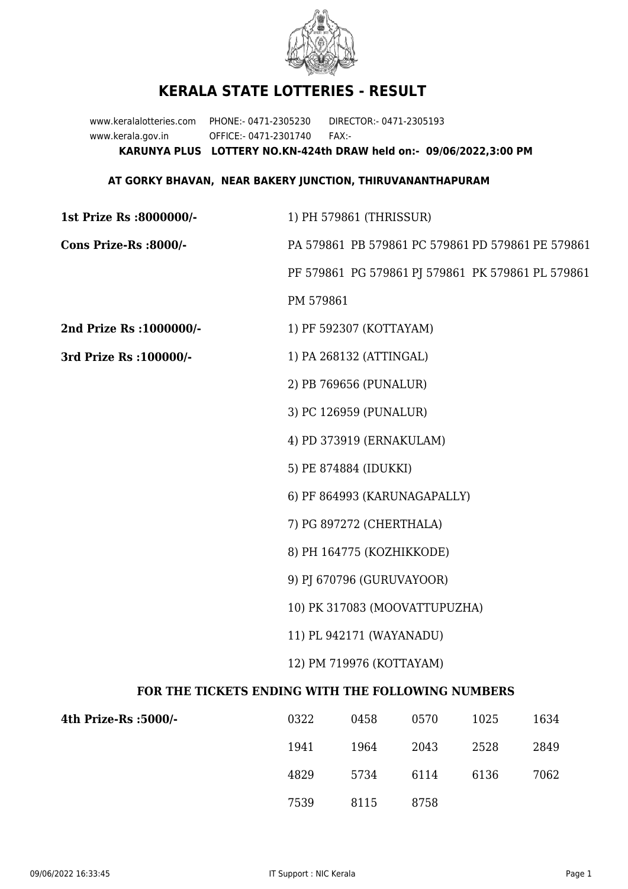# KERALA STATE LOTTERIES - RESULT

www.keralalotteries.com PHONE:- 0471-2305230 DIRECTOR:- 0471-2305193
www.kerala.gov.in OFFICE:- 0471-2301740 FAX:-

**KARUNYA PLUS LOTTERY NO.KN-424th DRAW held on:- 09/06/2022,3:00 PM**

**AT GORKY BHAVAN, NEAR BAKERY JUNCTION, THIRUVANANTHAPURAM**

**1st Prize Rs :8000000/-** 1) PH 579861 (THRISSUR)

**Cons Prize-Rs :8000/-** PA 579861 PB 579861 PC 579861 PD 579861 PE 579861 PF 579861 PG 579861 PJ 579861 PK 579861 PL 579861 PM 579861

**2nd Prize Rs :1000000/-** 1) PF 592307 (KOTTAYAM)

**3rd Prize Rs :100000/-**
1) PA 268132 (ATTINGAL)
2) PB 769656 (PUNALUR)
3) PC 126959 (PUNALUR)
4) PD 373919 (ERNAKULAM)
5) PE 874884 (IDUKKI)
6) PF 864993 (KARUNAGAPALLY)
7) PG 897272 (CHERTHALA)
8) PH 164775 (KOZHIKKODE)
9) PJ 670796 (GURUVAYOOR)
10) PK 317083 (MOOVATTUPUZHA)
11) PL 942171 (WAYANADU)
12) PM 719976 (KOTTAYAM)

**FOR THE TICKETS ENDING WITH THE FOLLOWING NUMBERS**

**4th Prize-Rs :5000/-**

| | | | | |
|---|---|---|---|---|
| 0322 | 0458 | 0570 | 1025 | 1634 |
| 1941 | 1964 | 2043 | 2528 | 2849 |
| 4829 | 5734 | 6114 | 6136 | 7062 |
| 7539 | 8115 | 8758 | | |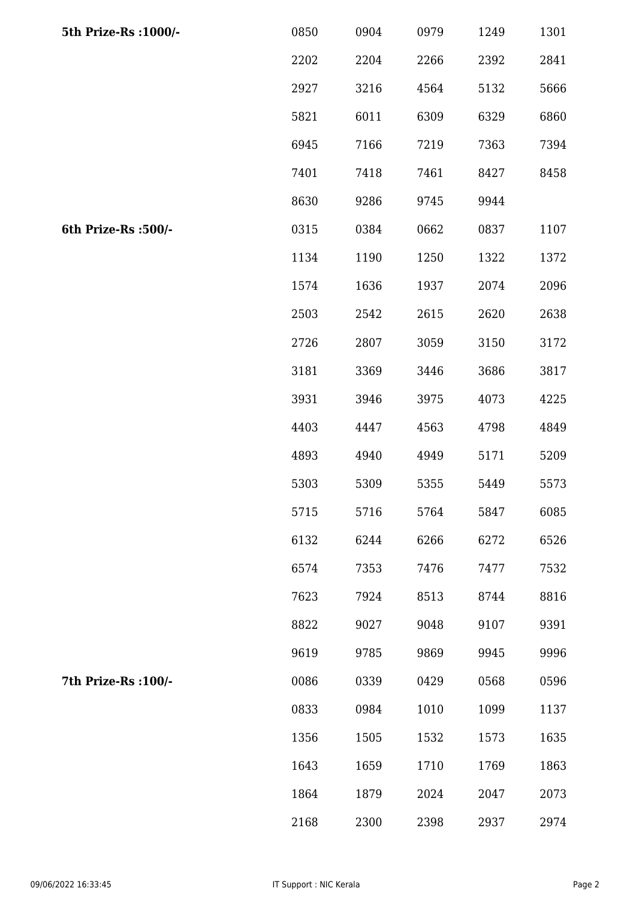| | | | | | |
|---|---|---|---|---|---|
| **5th Prize-Rs :1000/-** | 0850 | 0904 | 0979 | 1249 | 1301 |
| | 2202 | 2204 | 2266 | 2392 | 2841 |
| | 2927 | 3216 | 4564 | 5132 | 5666 |
| | 5821 | 6011 | 6309 | 6329 | 6860 |
| | 6945 | 7166 | 7219 | 7363 | 7394 |
| | 7401 | 7418 | 7461 | 8427 | 8458 |
| | 8630 | 9286 | 9745 | 9944 | |
| **6th Prize-Rs :500/-** | 0315 | 0384 | 0662 | 0837 | 1107 |
| | 1134 | 1190 | 1250 | 1322 | 1372 |
| | 1574 | 1636 | 1937 | 2074 | 2096 |
| | 2503 | 2542 | 2615 | 2620 | 2638 |
| | 2726 | 2807 | 3059 | 3150 | 3172 |
| | 3181 | 3369 | 3446 | 3686 | 3817 |
| | 3931 | 3946 | 3975 | 4073 | 4225 |
| | 4403 | 4447 | 4563 | 4798 | 4849 |
| | 4893 | 4940 | 4949 | 5171 | 5209 |
| | 5303 | 5309 | 5355 | 5449 | 5573 |
| | 5715 | 5716 | 5764 | 5847 | 6085 |
| | 6132 | 6244 | 6266 | 6272 | 6526 |
| | 6574 | 7353 | 7476 | 7477 | 7532 |
| | 7623 | 7924 | 8513 | 8744 | 8816 |
| | 8822 | 9027 | 9048 | 9107 | 9391 |
| | 9619 | 9785 | 9869 | 9945 | 9996 |
| **7th Prize-Rs :100/-** | 0086 | 0339 | 0429 | 0568 | 0596 |
| | 0833 | 0984 | 1010 | 1099 | 1137 |
| | 1356 | 1505 | 1532 | 1573 | 1635 |
| | 1643 | 1659 | 1710 | 1769 | 1863 |
| | 1864 | 1879 | 2024 | 2047 | 2073 |
| | 2168 | 2300 | 2398 | 2937 | 2974 |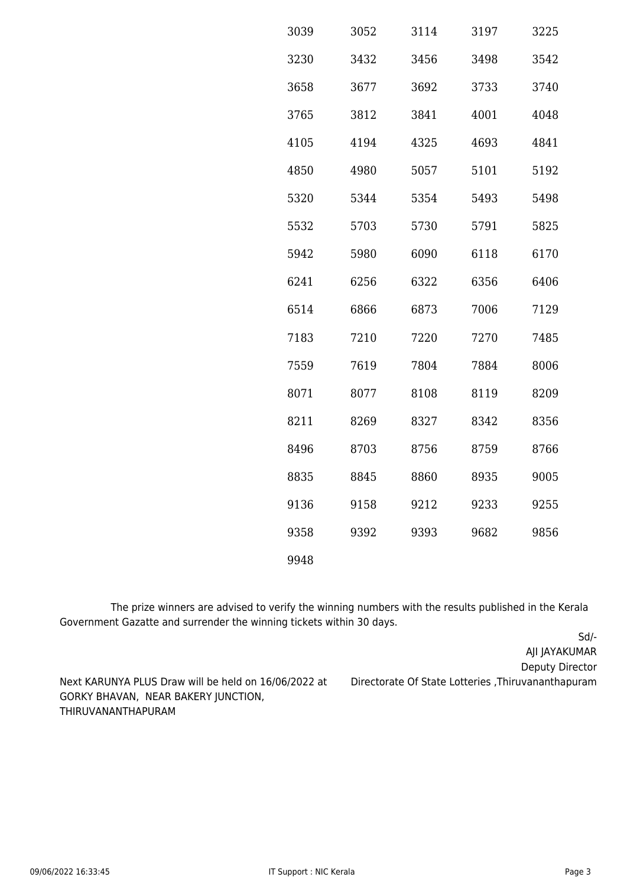| | | | | |
|---|---|---|---|---|
| 3039 | 3052 | 3114 | 3197 | 3225 |
| 3230 | 3432 | 3456 | 3498 | 3542 |
| 3658 | 3677 | 3692 | 3733 | 3740 |
| 3765 | 3812 | 3841 | 4001 | 4048 |
| 4105 | 4194 | 4325 | 4693 | 4841 |
| 4850 | 4980 | 5057 | 5101 | 5192 |
| 5320 | 5344 | 5354 | 5493 | 5498 |
| 5532 | 5703 | 5730 | 5791 | 5825 |
| 5942 | 5980 | 6090 | 6118 | 6170 |
| 6241 | 6256 | 6322 | 6356 | 6406 |
| 6514 | 6866 | 6873 | 7006 | 7129 |
| 7183 | 7210 | 7220 | 7270 | 7485 |
| 7559 | 7619 | 7804 | 7884 | 8006 |
| 8071 | 8077 | 8108 | 8119 | 8209 |
| 8211 | 8269 | 8327 | 8342 | 8356 |
| 8496 | 8703 | 8756 | 8759 | 8766 |
| 8835 | 8845 | 8860 | 8935 | 9005 |
| 9136 | 9158 | 9212 | 9233 | 9255 |
| 9358 | 9392 | 9393 | 9682 | 9856 |
| 9948 | | | | |

The prize winners are advised to verify the winning numbers with the results published in the Kerala Government Gazatte and surrender the winning tickets within 30 days.

Sd/-
AJI JAYAKUMAR
Deputy Director
Directorate Of State Lotteries ,Thiruvananthapuram

Next KARUNYA PLUS Draw will be held on 16/06/2022 at GORKY BHAVAN, NEAR BAKERY JUNCTION, THIRUVANANTHAPURAM